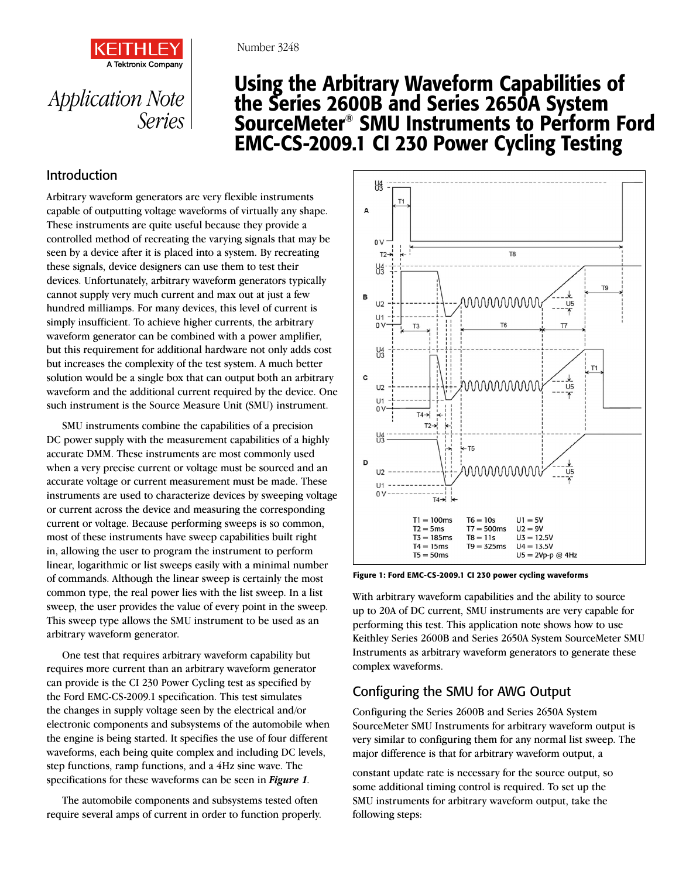Number 3248

KEITHLEY
A Tektronix Company

*Application Note Series*

# Using the Arbitrary Waveform Capabilities of the Series 2600B and Series 2650A System SourceMeter® SMU Instruments to Perform Ford EMC-CS-2009.1 CI 230 Power Cycling Testing

## Introduction

Arbitrary waveform generators are very flexible instruments capable of outputting voltage waveforms of virtually any shape. These instruments are quite useful because they provide a controlled method of recreating the varying signals that may be seen by a device after it is placed into a system. By recreating these signals, device designers can use them to test their devices. Unfortunately, arbitrary waveform generators typically cannot supply very much current and max out at just a few hundred milliamps. For many devices, this level of current is simply insufficient. To achieve higher currents, the arbitrary waveform generator can be combined with a power amplifier, but this requirement for additional hardware not only adds cost but increases the complexity of the test system. A much better solution would be a single box that can output both an arbitrary waveform and the additional current required by the device. One such instrument is the Source Measure Unit (SMU) instrument.

SMU instruments combine the capabilities of a precision DC power supply with the measurement capabilities of a highly accurate DMM. These instruments are most commonly used when a very precise current or voltage must be sourced and an accurate voltage or current measurement must be made. These instruments are used to characterize devices by sweeping voltage or current across the device and measuring the corresponding current or voltage. Because performing sweeps is so common, most of these instruments have sweep capabilities built right in, allowing the user to program the instrument to perform linear, logarithmic or list sweeps easily with a minimal number of commands. Although the linear sweep is certainly the most common type, the real power lies with the list sweep. In a list sweep, the user provides the value of every point in the sweep. This sweep type allows the SMU instrument to be used as an arbitrary waveform generator.

One test that requires arbitrary waveform capability but requires more current than an arbitrary waveform generator can provide is the CI 230 Power Cycling test as specified by the Ford EMC-CS-2009.1 specification. This test simulates the changes in supply voltage seen by the electrical and/or electronic components and subsystems of the automobile when the engine is being started. It specifies the use of four different waveforms, each being quite complex and including DC levels, step functions, ramp functions, and a 4Hz sine wave. The specifications for these waveforms can be seen in ***Figure 1***.

The automobile components and subsystems tested often require several amps of current in order to function properly.

| T1 = 100ms | T6 = 10s | U1 = 5V |
|---|---|---|
| T2 = 5ms | T7 = 500ms | U2 = 9V |
| T3 = 185ms | T8 = 11s | U3 = 12.5V |
| T4 = 15ms | T9 = 325ms | U4 = 13.5V |
| T5 = 50ms | | U5 = 2Vp-p @ 4Hz |

**Figure 1: Ford EMC-CS-2009.1 CI 230 power cycling waveforms**

With arbitrary waveform capabilities and the ability to source up to 20A of DC current, SMU instruments are very capable for performing this test. This application note shows how to use Keithley Series 2600B and Series 2650A System SourceMeter SMU Instruments as arbitrary waveform generators to generate these complex waveforms.

## Configuring the SMU for AWG Output

Configuring the Series 2600B and Series 2650A System SourceMeter SMU Instruments for arbitrary waveform output is very similar to configuring them for any normal list sweep. The major difference is that for arbitrary waveform output, a constant update rate is necessary for the source output, so some additional timing control is required. To set up the SMU instruments for arbitrary waveform output, take the following steps: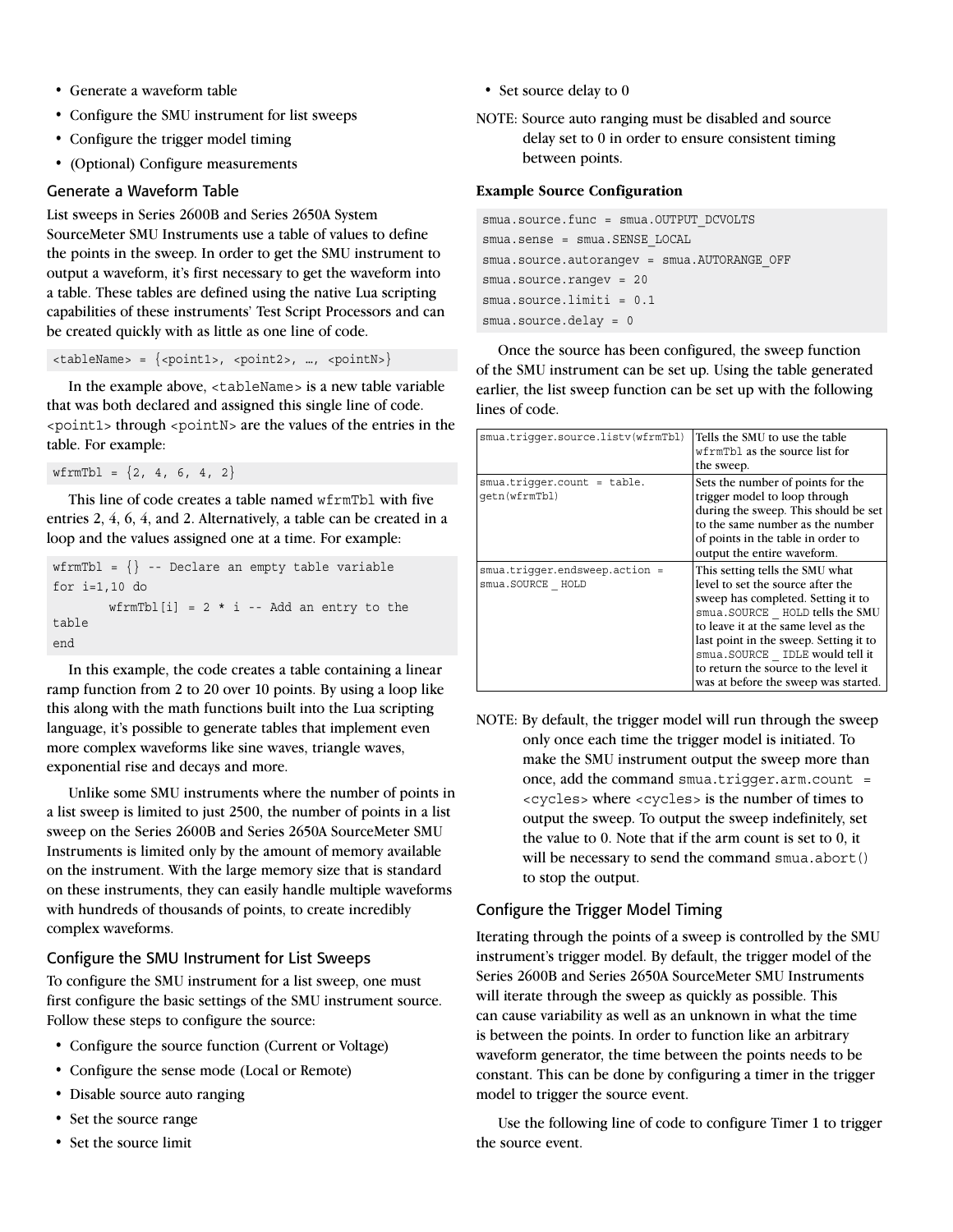- Generate a waveform table
- Configure the SMU instrument for list sweeps
- Configure the trigger model timing
- (Optional) Configure measurements

## Generate a Waveform Table

List sweeps in Series 2600B and Series 2650A System SourceMeter SMU Instruments use a table of values to define the points in the sweep. In order to get the SMU instrument to output a waveform, it's first necessary to get the waveform into a table. These tables are defined using the native Lua scripting capabilities of these instruments' Test Script Processors and can be created quickly with as little as one line of code.

```
<tableName> = {<point1>, <point2>, …, <pointN>}
```

In the example above, `<tableName>` is a new table variable that was both declared and assigned this single line of code. `<point1>` through `<pointN>` are the values of the entries in the table. For example:

```
wfrmTbl = {2, 4, 6, 4, 2}
```

This line of code creates a table named `wfrmTbl` with five entries 2, 4, 6, 4, and 2. Alternatively, a table can be created in a loop and the values assigned one at a time. For example:

```
wfrmTbl = {} -- Declare an empty table variable
for i=1,10 do
        wfrmTbl[i] = 2 * i -- Add an entry to the table
end
```

In this example, the code creates a table containing a linear ramp function from 2 to 20 over 10 points. By using a loop like this along with the math functions built into the Lua scripting language, it's possible to generate tables that implement even more complex waveforms like sine waves, triangle waves, exponential rise and decays and more.

Unlike some SMU instruments where the number of points in a list sweep is limited to just 2500, the number of points in a list sweep on the Series 2600B and Series 2650A SourceMeter SMU Instruments is limited only by the amount of memory available on the instrument. With the large memory size that is standard on these instruments, they can easily handle multiple waveforms with hundreds of thousands of points, to create incredibly complex waveforms.

## Configure the SMU Instrument for List Sweeps

To configure the SMU instrument for a list sweep, one must first configure the basic settings of the SMU instrument source. Follow these steps to configure the source:

- Configure the source function (Current or Voltage)
- Configure the sense mode (Local or Remote)
- Disable source auto ranging
- Set the source range
- Set the source limit
- Set source delay to 0

NOTE: Source auto ranging must be disabled and source delay set to 0 in order to ensure consistent timing between points.

**Example Source Configuration**

```
smua.source.func = smua.OUTPUT_DCVOLTS
smua.sense = smua.SENSE_LOCAL
smua.source.autorangev = smua.AUTORANGE_OFF
smua.source.rangev = 20
smua.source.limiti = 0.1
smua.source.delay = 0
```

Once the source has been configured, the sweep function of the SMU instrument can be set up. Using the table generated earlier, the list sweep function can be set up with the following lines of code.

| | |
|---|---|
| `smua.trigger.source.listv(wfrmTbl)` | Tells the SMU to use the table `wfrmTbl` as the source list for the sweep. |
| `smua.trigger.count = table.getn(wfrmTbl)` | Sets the number of points for the trigger model to loop through during the sweep. This should be set to the same number as the number of points in the table in order to output the entire waveform. |
| `smua.trigger.endsweep.action = smua.SOURCE_HOLD` | This setting tells the SMU what level to set the source after the sweep has completed. Setting it to `smua.SOURCE_HOLD` tells the SMU to leave it at the same level as the last point in the sweep. Setting it to `smua.SOURCE_IDLE` would tell it to return the source to the level it was at before the sweep was started. |

NOTE: By default, the trigger model will run through the sweep only once each time the trigger model is initiated. To make the SMU instrument output the sweep more than once, add the command `smua.trigger.arm.count = <cycles>` where `<cycles>` is the number of times to output the sweep. To output the sweep indefinitely, set the value to 0. Note that if the arm count is set to 0, it will be necessary to send the command `smua.abort()` to stop the output.

## Configure the Trigger Model Timing

Iterating through the points of a sweep is controlled by the SMU instrument's trigger model. By default, the trigger model of the Series 2600B and Series 2650A SourceMeter SMU Instruments will iterate through the sweep as quickly as possible. This can cause variability as well as an unknown in what the time is between the points. In order to function like an arbitrary waveform generator, the time between the points needs to be constant. This can be done by configuring a timer in the trigger model to trigger the source event.

Use the following line of code to configure Timer 1 to trigger the source event.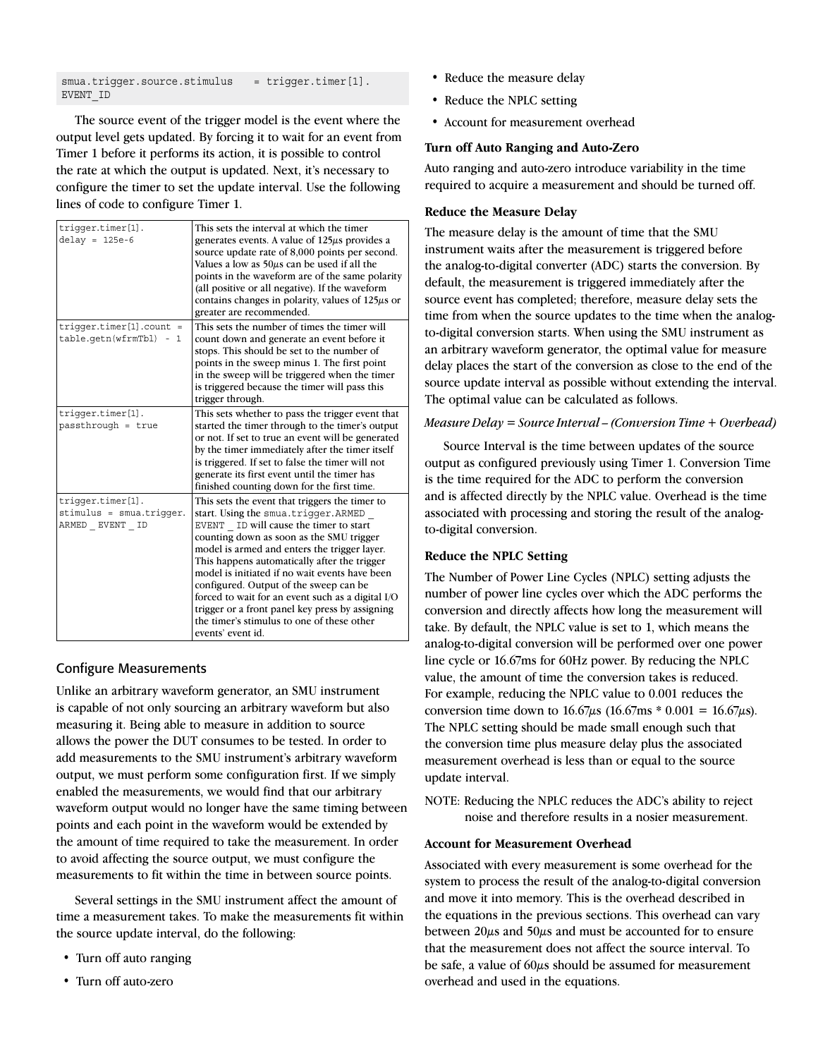```
smua.trigger.source.stimulus   = trigger.timer[1].
EVENT_ID
```

The source event of the trigger model is the event where the output level gets updated. By forcing it to wait for an event from Timer 1 before it performs its action, it is possible to control the rate at which the output is updated. Next, it's necessary to configure the timer to set the update interval. Use the following lines of code to configure Timer 1.

| | |
|---|---|
| `trigger.timer[1].delay = 125e-6` | This sets the interval at which the timer generates events. A value of 125µs provides a source update rate of 8,000 points per second. Values a low as 50µs can be used if all the points in the waveform are of the same polarity (all positive or all negative). If the waveform contains changes in polarity, values of 125µs or greater are recommended. |
| `trigger.timer[1].count = table.getn(wfrmTbl) - 1` | This sets the number of times the timer will count down and generate an event before it stops. This should be set to the number of points in the sweep minus 1. The first point in the sweep will be triggered when the timer is triggered because the timer will pass this trigger through. |
| `trigger.timer[1].passthrough = true` | This sets whether to pass the trigger event that started the timer through to the timer's output or not. If set to true an event will be generated by the timer immediately after the timer itself is triggered. If set to false the timer will not generate its first event until the timer has finished counting down for the first time. |
| `trigger.timer[1].stimulus = smua.trigger.ARMED_EVENT_ID` | This sets the event that triggers the timer to start. Using the `smua.trigger.ARMED_EVENT_ID` will cause the timer to start counting down as soon as the SMU trigger model is armed and enters the trigger layer. This happens automatically after the trigger model is initiated if no wait events have been configured. Output of the sweep can be forced to wait for an event such as a digital I/O trigger or a front panel key press by assigning the timer's stimulus to one of these other events' event id. |

## Configure Measurements

Unlike an arbitrary waveform generator, an SMU instrument is capable of not only sourcing an arbitrary waveform but also measuring it. Being able to measure in addition to source allows the power the DUT consumes to be tested. In order to add measurements to the SMU instrument's arbitrary waveform output, we must perform some configuration first. If we simply enabled the measurements, we would find that our arbitrary waveform output would no longer have the same timing between points and each point in the waveform would be extended by the amount of time required to take the measurement. In order to avoid affecting the source output, we must configure the measurements to fit within the time in between source points.

Several settings in the SMU instrument affect the amount of time a measurement takes. To make the measurements fit within the source update interval, do the following:

- Turn off auto ranging
- Turn off auto-zero
- Reduce the measure delay
- Reduce the NPLC setting
- Account for measurement overhead

**Turn off Auto Ranging and Auto-Zero**

Auto ranging and auto-zero introduce variability in the time required to acquire a measurement and should be turned off.

**Reduce the Measure Delay**

The measure delay is the amount of time that the SMU instrument waits after the measurement is triggered before the analog-to-digital converter (ADC) starts the conversion. By default, the measurement is triggered immediately after the source event has completed; therefore, measure delay sets the time from when the source updates to the time when the analog-to-digital conversion starts. When using the SMU instrument as an arbitrary waveform generator, the optimal value for measure delay places the start of the conversion as close to the end of the source update interval as possible without extending the interval. The optimal value can be calculated as follows.

*Measure Delay = Source Interval – (Conversion Time + Overhead)*

Source Interval is the time between updates of the source output as configured previously using Timer 1. Conversion Time is the time required for the ADC to perform the conversion and is affected directly by the NPLC value. Overhead is the time associated with processing and storing the result of the analog-to-digital conversion.

**Reduce the NPLC Setting**

The Number of Power Line Cycles (NPLC) setting adjusts the number of power line cycles over which the ADC performs the conversion and directly affects how long the measurement will take. By default, the NPLC value is set to 1, which means the analog-to-digital conversion will be performed over one power line cycle or 16.67ms for 60Hz power. By reducing the NPLC value, the amount of time the conversion takes is reduced. For example, reducing the NPLC value to 0.001 reduces the conversion time down to 16.67µs (16.67ms * 0.001 = 16.67µs). The NPLC setting should be made small enough such that the conversion time plus measure delay plus the associated measurement overhead is less than or equal to the source update interval.

NOTE: Reducing the NPLC reduces the ADC's ability to reject noise and therefore results in a nosier measurement.

**Account for Measurement Overhead**

Associated with every measurement is some overhead for the system to process the result of the analog-to-digital conversion and move it into memory. This is the overhead described in the equations in the previous sections. This overhead can vary between 20µs and 50µs and must be accounted for to ensure that the measurement does not affect the source interval. To be safe, a value of 60µs should be assumed for measurement overhead and used in the equations.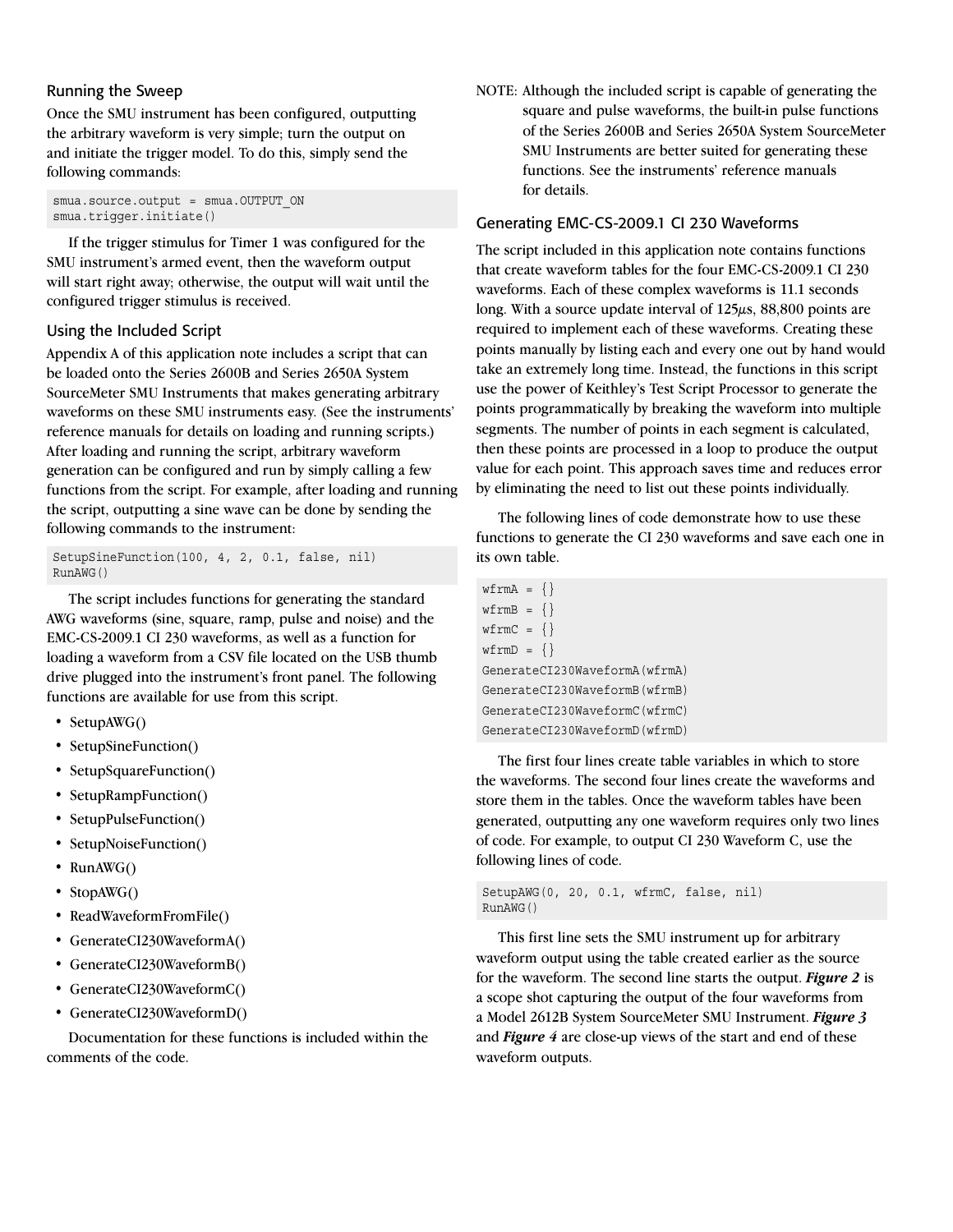### Running the Sweep

Once the SMU instrument has been configured, outputting the arbitrary waveform is very simple; turn the output on and initiate the trigger model. To do this, simply send the following commands:

```
smua.source.output = smua.OUTPUT_ON
smua.trigger.initiate()
```

If the trigger stimulus for Timer 1 was configured for the SMU instrument's armed event, then the waveform output will start right away; otherwise, the output will wait until the configured trigger stimulus is received.

### Using the Included Script

Appendix A of this application note includes a script that can be loaded onto the Series 2600B and Series 2650A System SourceMeter SMU Instruments that makes generating arbitrary waveforms on these SMU instruments easy. (See the instruments' reference manuals for details on loading and running scripts.) After loading and running the script, arbitrary waveform generation can be configured and run by simply calling a few functions from the script. For example, after loading and running the script, outputting a sine wave can be done by sending the following commands to the instrument:

```
SetupSineFunction(100, 4, 2, 0.1, false, nil)
RunAWG()
```

The script includes functions for generating the standard AWG waveforms (sine, square, ramp, pulse and noise) and the EMC-CS-2009.1 CI 230 waveforms, as well as a function for loading a waveform from a CSV file located on the USB thumb drive plugged into the instrument's front panel. The following functions are available for use from this script.

- SetupAWG()
- SetupSineFunction()
- SetupSquareFunction()
- SetupRampFunction()
- SetupPulseFunction()
- SetupNoiseFunction()
- RunAWG()
- StopAWG()
- ReadWaveformFromFile()
- GenerateCI230WaveformA()
- GenerateCI230WaveformB()
- GenerateCI230WaveformC()
- GenerateCI230WaveformD()

Documentation for these functions is included within the comments of the code.

NOTE: Although the included script is capable of generating the square and pulse waveforms, the built-in pulse functions of the Series 2600B and Series 2650A System SourceMeter SMU Instruments are better suited for generating these functions. See the instruments' reference manuals for details.

### Generating EMC-CS-2009.1 CI 230 Waveforms

The script included in this application note contains functions that create waveform tables for the four EMC-CS-2009.1 CI 230 waveforms. Each of these complex waveforms is 11.1 seconds long. With a source update interval of 125µs, 88,800 points are required to implement each of these waveforms. Creating these points manually by listing each and every one out by hand would take an extremely long time. Instead, the functions in this script use the power of Keithley's Test Script Processor to generate the points programmatically by breaking the waveform into multiple segments. The number of points in each segment is calculated, then these points are processed in a loop to produce the output value for each point. This approach saves time and reduces error by eliminating the need to list out these points individually.

The following lines of code demonstrate how to use these functions to generate the CI 230 waveforms and save each one in its own table.

```
wfrmA = {}
wfrmB = {}
wfrmC = {}
wfrmD = {}
GenerateCI230WaveformA(wfrmA)
GenerateCI230WaveformB(wfrmB)
GenerateCI230WaveformC(wfrmC)
GenerateCI230WaveformD(wfrmD)
```

The first four lines create table variables in which to store the waveforms. The second four lines create the waveforms and store them in the tables. Once the waveform tables have been generated, outputting any one waveform requires only two lines of code. For example, to output CI 230 Waveform C, use the following lines of code.

```
SetupAWG(0, 20, 0.1, wfrmC, false, nil)
RunAWG()
```

This first line sets the SMU instrument up for arbitrary waveform output using the table created earlier as the source for the waveform. The second line starts the output. ***Figure 2*** is a scope shot capturing the output of the four waveforms from a Model 2612B System SourceMeter SMU Instrument. ***Figure 3*** and ***Figure 4*** are close-up views of the start and end of these waveform outputs.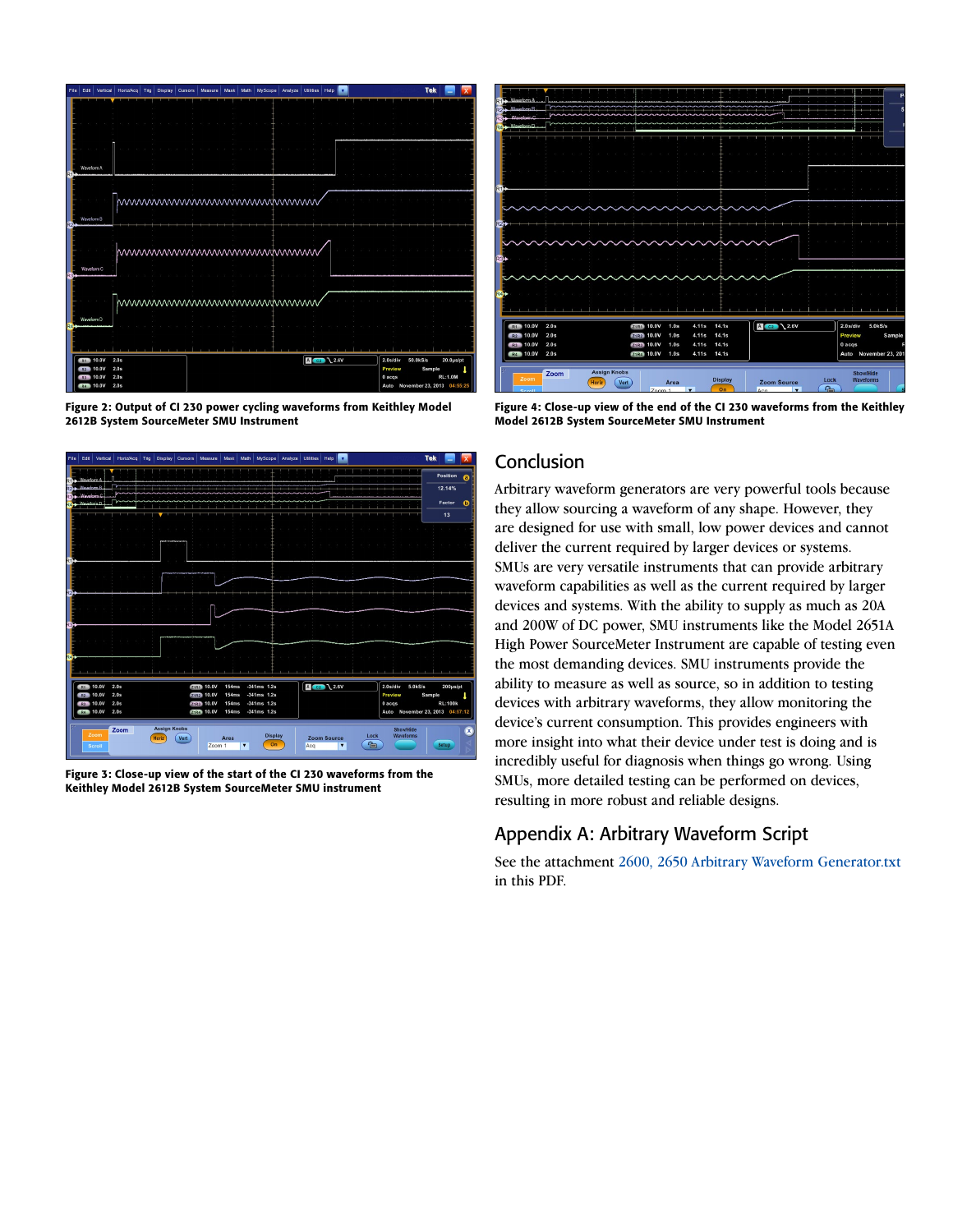Figure 2: Output of CI 230 power cycling waveforms from Keithley Model 2612B System SourceMeter SMU Instrument

Figure 3: Close-up view of the start of the CI 230 waveforms from the Keithley Model 2612B System SourceMeter SMU instrument

Figure 4: Close-up view of the end of the CI 230 waveforms from the Keithley Model 2612B System SourceMeter SMU Instrument

## Conclusion

Arbitrary waveform generators are very powerful tools because they allow sourcing a waveform of any shape. However, they are designed for use with small, low power devices and cannot deliver the current required by larger devices or systems. SMUs are very versatile instruments that can provide arbitrary waveform capabilities as well as the current required by larger devices and systems. With the ability to supply as much as 20A and 200W of DC power, SMU instruments like the Model 2651A High Power SourceMeter Instrument are capable of testing even the most demanding devices. SMU instruments provide the ability to measure as well as source, so in addition to testing devices with arbitrary waveforms, they allow monitoring the device's current consumption. This provides engineers with more insight into what their device under test is doing and is incredibly useful for diagnosis when things go wrong. Using SMUs, more detailed testing can be performed on devices, resulting in more robust and reliable designs.

## Appendix A: Arbitrary Waveform Script

See the attachment 2600, 2650 Arbitrary Waveform Generator.txt in this PDF.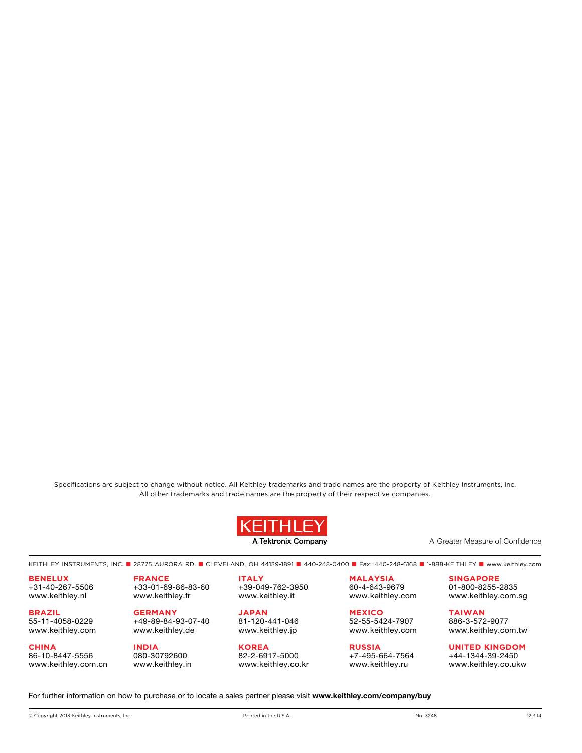Specifications are subject to change without notice. All Keithley trademarks and trade names are the property of Keithley Instruments, Inc.
All other trademarks and trade names are the property of their respective companies.

KEITHLEY

A Tektronix Company

A Greater Measure of Confidence

KEITHLEY INSTRUMENTS, INC. ■ 28775 AURORA RD. ■ CLEVELAND, OH 44139-1891 ■ 440-248-0400 ■ Fax: 440-248-6168 ■ 1-888-KEITHLEY ■ www.keithley.com

**BENELUX**
+31-40-267-5506
www.keithley.nl

**BRAZIL**
55-11-4058-0229
www.keithley.com

**CHINA**
86-10-8447-5556
www.keithley.com.cn

**FRANCE**
+33-01-69-86-83-60
www.keithley.fr

**GERMANY**
+49-89-84-93-07-40
www.keithley.de

**INDIA**
080-30792600
www.keithley.in

**ITALY**
+39-049-762-3950
www.keithley.it

**JAPAN**
81-120-441-046
www.keithley.jp

**KOREA**
82-2-6917-5000
www.keithley.co.kr

**MALAYSIA**
60-4-643-9679
www.keithley.com

**MEXICO**
52-55-5424-7907
www.keithley.com

**RUSSIA**
+7-495-664-7564
www.keithley.ru

**SINGAPORE**
01-800-8255-2835
www.keithley.com.sg

**TAIWAN**
886-3-572-9077
www.keithley.com.tw

**UNITED KINGDOM**
+44-1344-39-2450
www.keithley.co.ukw

For further information on how to purchase or to locate a sales partner please visit **www.keithley.com/company/buy**

© Copyright 2013 Keithley Instruments, Inc. Printed in the U.S.A No. 3248 12.3.14